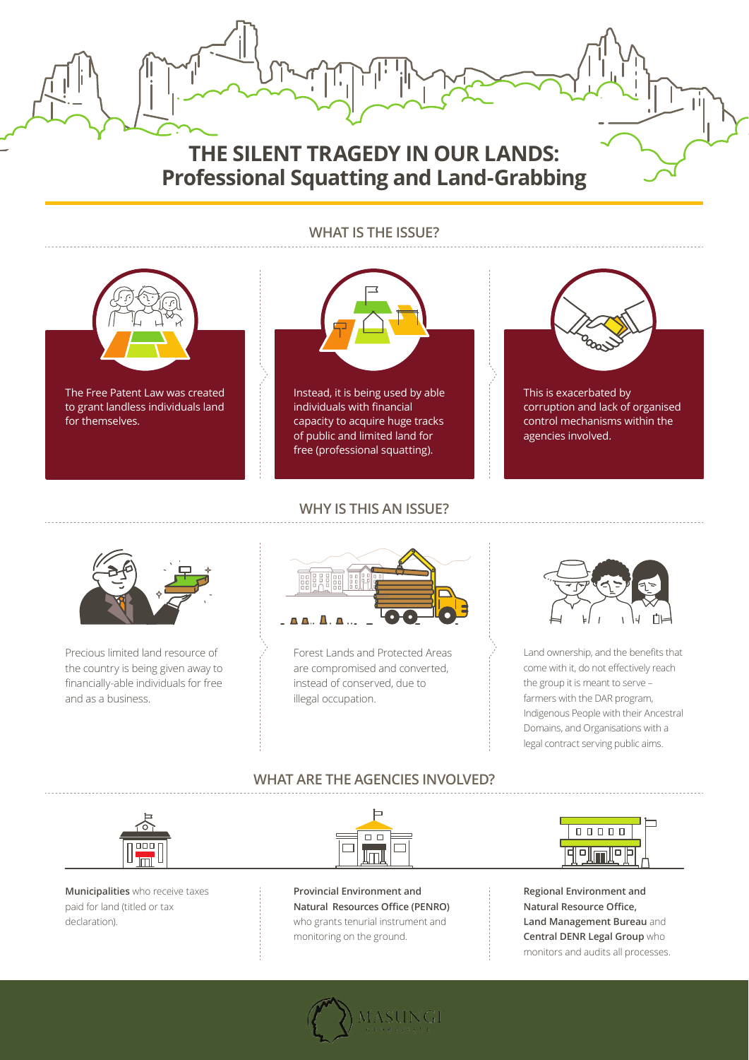# THE SILENT TRAGEDY IN OUR LANDS: Professional Squatting and Land-Grabbing

## WHAT IS THE ISSUE?

The Free Patent Law was created to grant landless individuals land for themselves.

Instead, it is being used by able individuals with financial capacity to acquire huge tracks of public and limited land for free (professional squatting).

This is exacerbated by corruption and lack of organised control mechanisms within the agencies involved.

## WHY IS THIS AN ISSUE?

Precious limited land resource of the country is being given away to financially-able individuals for free and as a business.

Forest Lands and Protected Areas are compromised and converted, instead of conserved, due to illegal occupation.

Land ownership, and the benefits that come with it, do not effectively reach the group it is meant to serve – farmers with the DAR program, Indigenous People with their Ancestral Domains, and Organisations with a legal contract serving public aims.

## WHAT ARE THE AGENCIES INVOLVED?

**Municipalities** who receive taxes paid for land (titled or tax declaration).

**Provincial Environment and Natural Resources Office (PENRO)** who grants tenurial instrument and monitoring on the ground.

**Regional Environment and Natural Resource Office, Land Management Bureau** and **Central DENR Legal Group** who monitors and audits all processes.

MASUNGI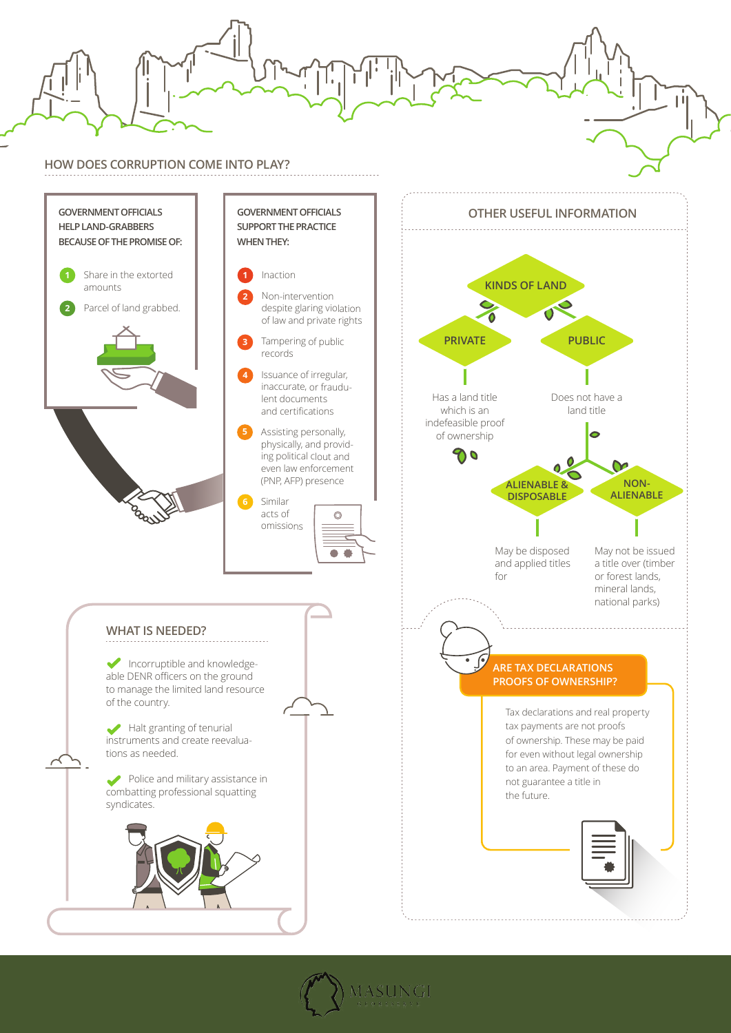## HOW DOES CORRUPTION COME INTO PLAY?

### GOVERNMENT OFFICIALS HELP LAND-GRABBERS BECAUSE OF THE PROMISE OF:

1. Share in the extorted amounts
2. Parcel of land grabbed.

### GOVERNMENT OFFICIALS SUPPORT THE PRACTICE WHEN THEY:

1. Inaction
2. Non-intervention despite glaring violation of law and private rights
3. Tampering of public records
4. Issuance of irregular, inaccurate, or fraudulent documents and certifications
5. Assisting personally, physically, and providing political clout and even law enforcement (PNP, AFP) presence
6. Similar acts of omissions

## OTHER USEFUL INFORMATION

### KINDS OF LAND

**PRIVATE**

Has a land title which is an indefeasible proof of ownership

**PUBLIC**

Does not have a land title

- **ALIENABLE & DISPOSABLE**

  May be disposed and applied titles for

- **NON-ALIENABLE**

  May not be issued a title over (timber or forest lands, mineral lands, national parks)

### WHAT IS NEEDED?

- Incorruptible and knowledgeable DENR officers on the ground to manage the limited land resource of the country.
- Halt granting of tenurial instruments and create reevaluations as needed.
- Police and military assistance in combatting professional squatting syndicates.

### ARE TAX DECLARATIONS PROOFS OF OWNERSHIP?

Tax declarations and real property tax payments are not proofs of ownership. These may be paid for even without legal ownership to an area. Payment of these do not guarantee a title in the future.

MASUNGI